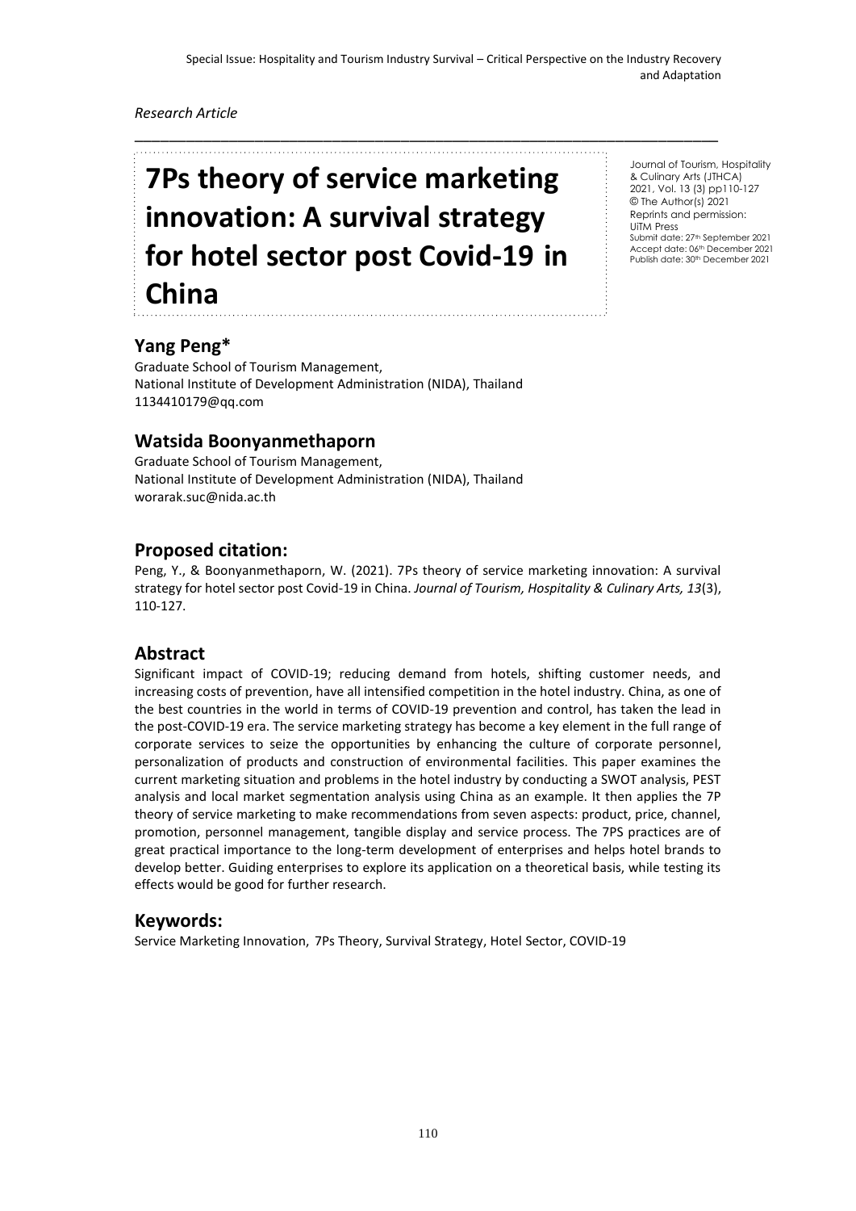*Research Article*

# 7Ps theory of service marketing innovation: A survival strategy for hotel sector post Covid-19 in China

Journal of Tourism, Hospitality & Culinary Arts (JTHCA)
2021, Vol. 13 (3) pp110-127
© The Author(s) 2021
Reprints and permission: UiTM Press
Submit date: 27th September 2021
Accept date: 06th December 2021
Publish date: 30th December 2021

## Yang Peng*

Graduate School of Tourism Management,
National Institute of Development Administration (NIDA), Thailand
1134410179@qq.com

## Watsida Boonyanmethaporn

Graduate School of Tourism Management,
National Institute of Development Administration (NIDA), Thailand
worarak.suc@nida.ac.th

## Proposed citation:

Peng, Y., & Boonyanmethaporn, W. (2021). 7Ps theory of service marketing innovation: A survival strategy for hotel sector post Covid-19 in China. *Journal of Tourism, Hospitality & Culinary Arts, 13*(3), 110-127.

## Abstract

Significant impact of COVID-19; reducing demand from hotels, shifting customer needs, and increasing costs of prevention, have all intensified competition in the hotel industry. China, as one of the best countries in the world in terms of COVID-19 prevention and control, has taken the lead in the post-COVID-19 era. The service marketing strategy has become a key element in the full range of corporate services to seize the opportunities by enhancing the culture of corporate personnel, personalization of products and construction of environmental facilities. This paper examines the current marketing situation and problems in the hotel industry by conducting a SWOT analysis, PEST analysis and local market segmentation analysis using China as an example. It then applies the 7P theory of service marketing to make recommendations from seven aspects: product, price, channel, promotion, personnel management, tangible display and service process. The 7PS practices are of great practical importance to the long-term development of enterprises and helps hotel brands to develop better. Guiding enterprises to explore its application on a theoretical basis, while testing its effects would be good for further research.

## Keywords:

Service Marketing Innovation, 7Ps Theory, Survival Strategy, Hotel Sector, COVID-19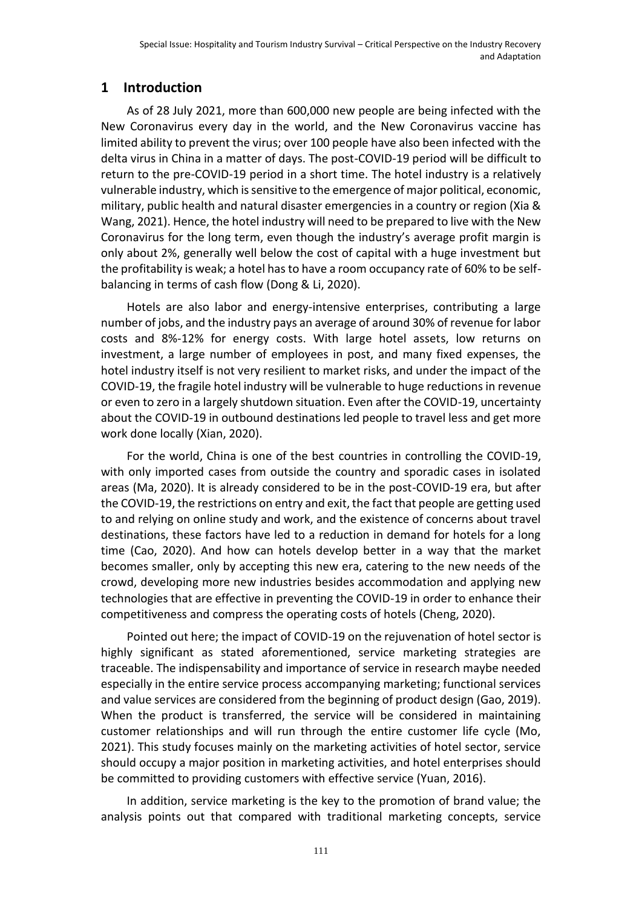# 1 Introduction

As of 28 July 2021, more than 600,000 new people are being infected with the New Coronavirus every day in the world, and the New Coronavirus vaccine has limited ability to prevent the virus; over 100 people have also been infected with the delta virus in China in a matter of days. The post-COVID-19 period will be difficult to return to the pre-COVID-19 period in a short time. The hotel industry is a relatively vulnerable industry, which is sensitive to the emergence of major political, economic, military, public health and natural disaster emergencies in a country or region (Xia & Wang, 2021). Hence, the hotel industry will need to be prepared to live with the New Coronavirus for the long term, even though the industry's average profit margin is only about 2%, generally well below the cost of capital with a huge investment but the profitability is weak; a hotel has to have a room occupancy rate of 60% to be self-balancing in terms of cash flow (Dong & Li, 2020).

Hotels are also labor and energy-intensive enterprises, contributing a large number of jobs, and the industry pays an average of around 30% of revenue for labor costs and 8%-12% for energy costs. With large hotel assets, low returns on investment, a large number of employees in post, and many fixed expenses, the hotel industry itself is not very resilient to market risks, and under the impact of the COVID-19, the fragile hotel industry will be vulnerable to huge reductions in revenue or even to zero in a largely shutdown situation. Even after the COVID-19, uncertainty about the COVID-19 in outbound destinations led people to travel less and get more work done locally (Xian, 2020).

For the world, China is one of the best countries in controlling the COVID-19, with only imported cases from outside the country and sporadic cases in isolated areas (Ma, 2020). It is already considered to be in the post-COVID-19 era, but after the COVID-19, the restrictions on entry and exit, the fact that people are getting used to and relying on online study and work, and the existence of concerns about travel destinations, these factors have led to a reduction in demand for hotels for a long time (Cao, 2020). And how can hotels develop better in a way that the market becomes smaller, only by accepting this new era, catering to the new needs of the crowd, developing more new industries besides accommodation and applying new technologies that are effective in preventing the COVID-19 in order to enhance their competitiveness and compress the operating costs of hotels (Cheng, 2020).

Pointed out here; the impact of COVID-19 on the rejuvenation of hotel sector is highly significant as stated aforementioned, service marketing strategies are traceable. The indispensability and importance of service in research maybe needed especially in the entire service process accompanying marketing; functional services and value services are considered from the beginning of product design (Gao, 2019). When the product is transferred, the service will be considered in maintaining customer relationships and will run through the entire customer life cycle (Mo, 2021). This study focuses mainly on the marketing activities of hotel sector, service should occupy a major position in marketing activities, and hotel enterprises should be committed to providing customers with effective service (Yuan, 2016).

In addition, service marketing is the key to the promotion of brand value; the analysis points out that compared with traditional marketing concepts, service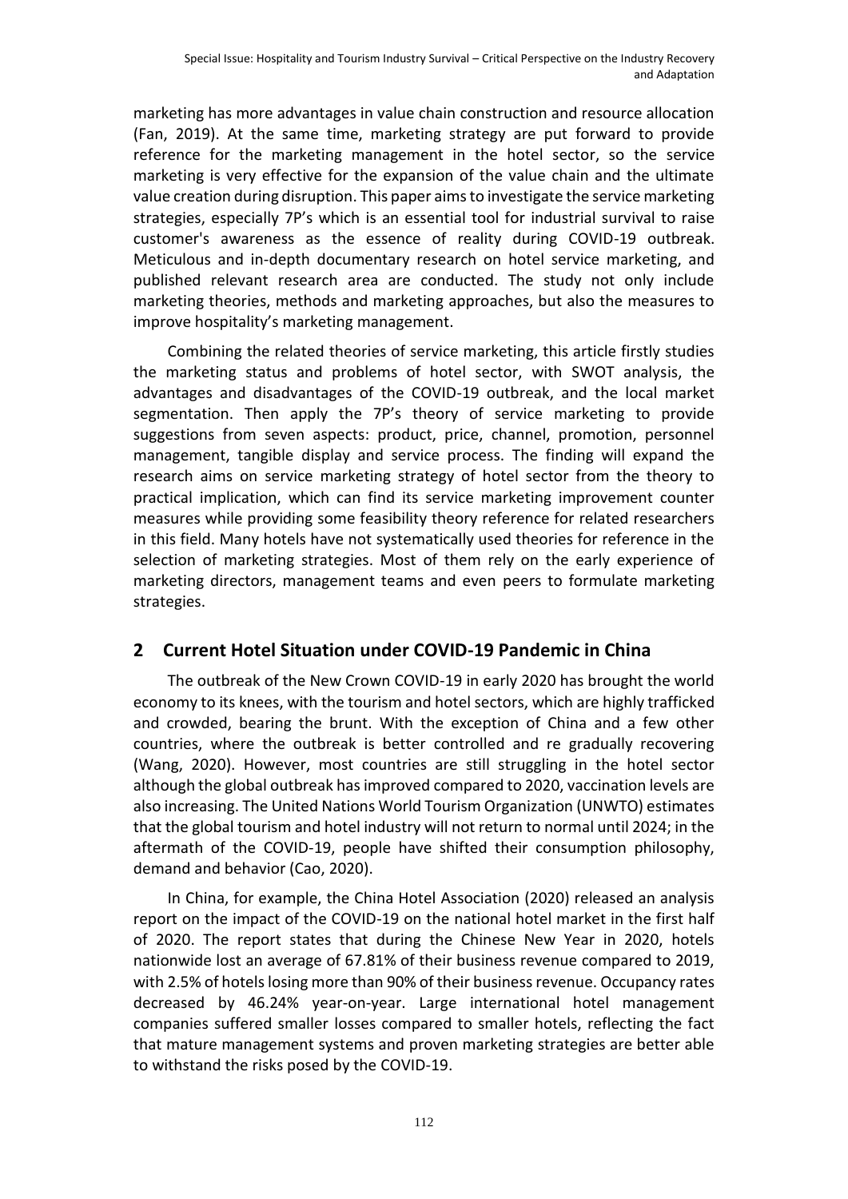marketing has more advantages in value chain construction and resource allocation (Fan, 2019). At the same time, marketing strategy are put forward to provide reference for the marketing management in the hotel sector, so the service marketing is very effective for the expansion of the value chain and the ultimate value creation during disruption. This paper aims to investigate the service marketing strategies, especially 7P's which is an essential tool for industrial survival to raise customer's awareness as the essence of reality during COVID-19 outbreak. Meticulous and in-depth documentary research on hotel service marketing, and published relevant research area are conducted. The study not only include marketing theories, methods and marketing approaches, but also the measures to improve hospitality's marketing management.

Combining the related theories of service marketing, this article firstly studies the marketing status and problems of hotel sector, with SWOT analysis, the advantages and disadvantages of the COVID-19 outbreak, and the local market segmentation. Then apply the 7P's theory of service marketing to provide suggestions from seven aspects: product, price, channel, promotion, personnel management, tangible display and service process. The finding will expand the research aims on service marketing strategy of hotel sector from the theory to practical implication, which can find its service marketing improvement counter measures while providing some feasibility theory reference for related researchers in this field. Many hotels have not systematically used theories for reference in the selection of marketing strategies. Most of them rely on the early experience of marketing directors, management teams and even peers to formulate marketing strategies.

## 2 Current Hotel Situation under COVID-19 Pandemic in China

The outbreak of the New Crown COVID-19 in early 2020 has brought the world economy to its knees, with the tourism and hotel sectors, which are highly trafficked and crowded, bearing the brunt. With the exception of China and a few other countries, where the outbreak is better controlled and re gradually recovering (Wang, 2020). However, most countries are still struggling in the hotel sector although the global outbreak has improved compared to 2020, vaccination levels are also increasing. The United Nations World Tourism Organization (UNWTO) estimates that the global tourism and hotel industry will not return to normal until 2024; in the aftermath of the COVID-19, people have shifted their consumption philosophy, demand and behavior (Cao, 2020).

In China, for example, the China Hotel Association (2020) released an analysis report on the impact of the COVID-19 on the national hotel market in the first half of 2020. The report states that during the Chinese New Year in 2020, hotels nationwide lost an average of 67.81% of their business revenue compared to 2019, with 2.5% of hotels losing more than 90% of their business revenue. Occupancy rates decreased by 46.24% year-on-year. Large international hotel management companies suffered smaller losses compared to smaller hotels, reflecting the fact that mature management systems and proven marketing strategies are better able to withstand the risks posed by the COVID-19.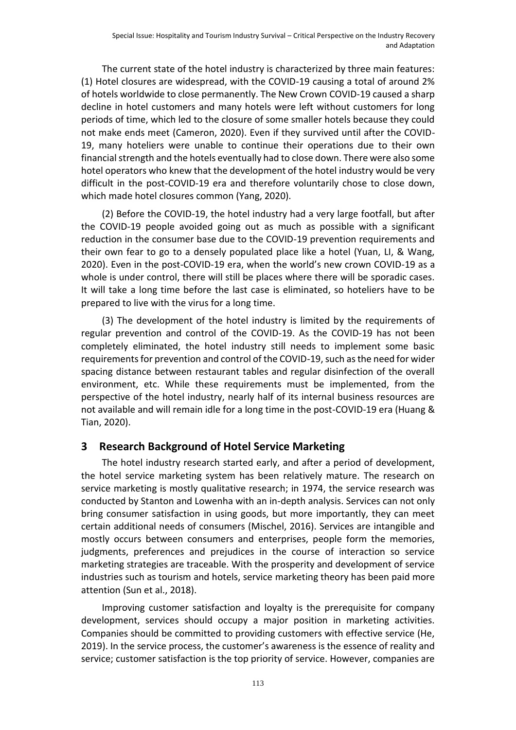The current state of the hotel industry is characterized by three main features: (1) Hotel closures are widespread, with the COVID-19 causing a total of around 2% of hotels worldwide to close permanently. The New Crown COVID-19 caused a sharp decline in hotel customers and many hotels were left without customers for long periods of time, which led to the closure of some smaller hotels because they could not make ends meet (Cameron, 2020). Even if they survived until after the COVID-19, many hoteliers were unable to continue their operations due to their own financial strength and the hotels eventually had to close down. There were also some hotel operators who knew that the development of the hotel industry would be very difficult in the post-COVID-19 era and therefore voluntarily chose to close down, which made hotel closures common (Yang, 2020).

(2) Before the COVID-19, the hotel industry had a very large footfall, but after the COVID-19 people avoided going out as much as possible with a significant reduction in the consumer base due to the COVID-19 prevention requirements and their own fear to go to a densely populated place like a hotel (Yuan, LI, & Wang, 2020). Even in the post-COVID-19 era, when the world's new crown COVID-19 as a whole is under control, there will still be places where there will be sporadic cases. It will take a long time before the last case is eliminated, so hoteliers have to be prepared to live with the virus for a long time.

(3) The development of the hotel industry is limited by the requirements of regular prevention and control of the COVID-19. As the COVID-19 has not been completely eliminated, the hotel industry still needs to implement some basic requirements for prevention and control of the COVID-19, such as the need for wider spacing distance between restaurant tables and regular disinfection of the overall environment, etc. While these requirements must be implemented, from the perspective of the hotel industry, nearly half of its internal business resources are not available and will remain idle for a long time in the post-COVID-19 era (Huang & Tian, 2020).

## 3 Research Background of Hotel Service Marketing

The hotel industry research started early, and after a period of development, the hotel service marketing system has been relatively mature. The research on service marketing is mostly qualitative research; in 1974, the service research was conducted by Stanton and Lowenha with an in-depth analysis. Services can not only bring consumer satisfaction in using goods, but more importantly, they can meet certain additional needs of consumers (Mischel, 2016). Services are intangible and mostly occurs between consumers and enterprises, people form the memories, judgments, preferences and prejudices in the course of interaction so service marketing strategies are traceable. With the prosperity and development of service industries such as tourism and hotels, service marketing theory has been paid more attention (Sun et al., 2018).

Improving customer satisfaction and loyalty is the prerequisite for company development, services should occupy a major position in marketing activities. Companies should be committed to providing customers with effective service (He, 2019). In the service process, the customer's awareness is the essence of reality and service; customer satisfaction is the top priority of service. However, companies are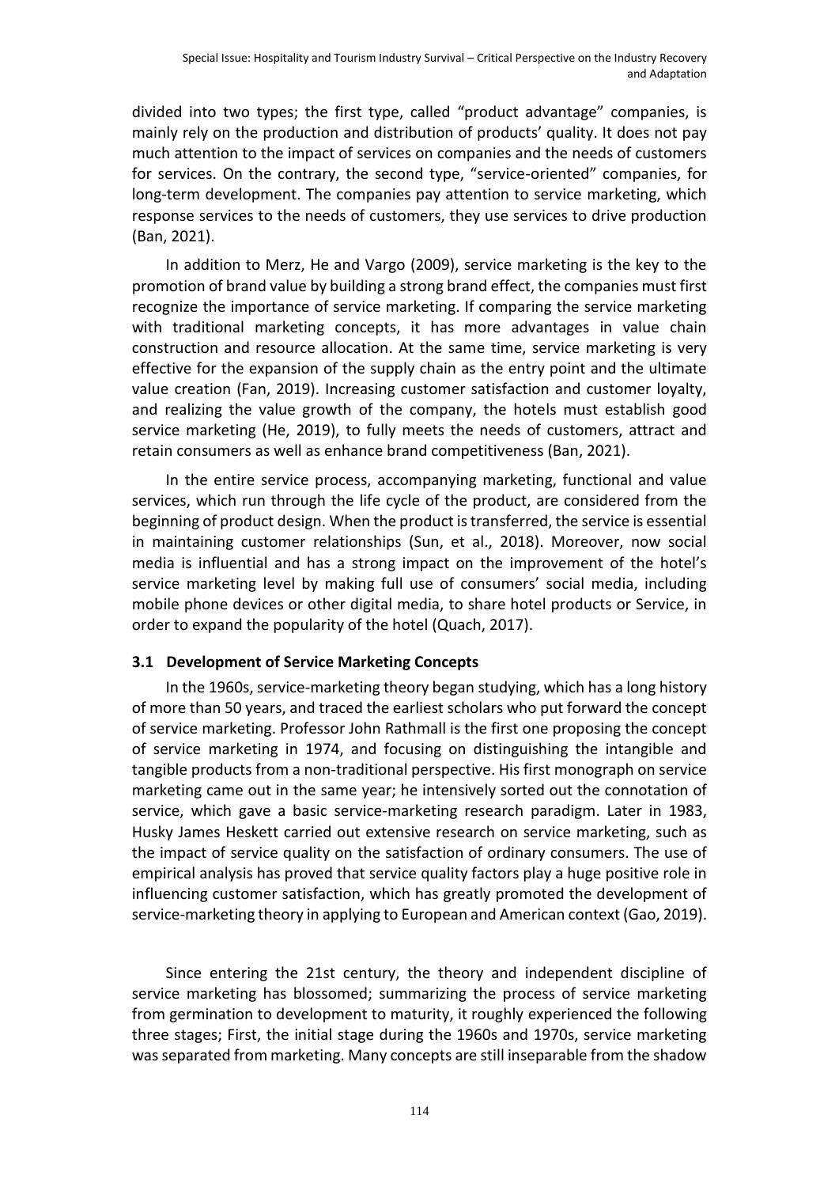divided into two types; the first type, called "product advantage" companies, is mainly rely on the production and distribution of products' quality. It does not pay much attention to the impact of services on companies and the needs of customers for services. On the contrary, the second type, "service-oriented" companies, for long-term development. The companies pay attention to service marketing, which response services to the needs of customers, they use services to drive production (Ban, 2021).

In addition to Merz, He and Vargo (2009), service marketing is the key to the promotion of brand value by building a strong brand effect, the companies must first recognize the importance of service marketing. If comparing the service marketing with traditional marketing concepts, it has more advantages in value chain construction and resource allocation. At the same time, service marketing is very effective for the expansion of the supply chain as the entry point and the ultimate value creation (Fan, 2019). Increasing customer satisfaction and customer loyalty, and realizing the value growth of the company, the hotels must establish good service marketing (He, 2019), to fully meets the needs of customers, attract and retain consumers as well as enhance brand competitiveness (Ban, 2021).

In the entire service process, accompanying marketing, functional and value services, which run through the life cycle of the product, are considered from the beginning of product design. When the product is transferred, the service is essential in maintaining customer relationships (Sun, et al., 2018). Moreover, now social media is influential and has a strong impact on the improvement of the hotel's service marketing level by making full use of consumers' social media, including mobile phone devices or other digital media, to share hotel products or Service, in order to expand the popularity of the hotel (Quach, 2017).

### 3.1 Development of Service Marketing Concepts

In the 1960s, service-marketing theory began studying, which has a long history of more than 50 years, and traced the earliest scholars who put forward the concept of service marketing. Professor John Rathmall is the first one proposing the concept of service marketing in 1974, and focusing on distinguishing the intangible and tangible products from a non-traditional perspective. His first monograph on service marketing came out in the same year; he intensively sorted out the connotation of service, which gave a basic service-marketing research paradigm. Later in 1983, Husky James Heskett carried out extensive research on service marketing, such as the impact of service quality on the satisfaction of ordinary consumers. The use of empirical analysis has proved that service quality factors play a huge positive role in influencing customer satisfaction, which has greatly promoted the development of service-marketing theory in applying to European and American context (Gao, 2019).

Since entering the 21st century, the theory and independent discipline of service marketing has blossomed; summarizing the process of service marketing from germination to development to maturity, it roughly experienced the following three stages; First, the initial stage during the 1960s and 1970s, service marketing was separated from marketing. Many concepts are still inseparable from the shadow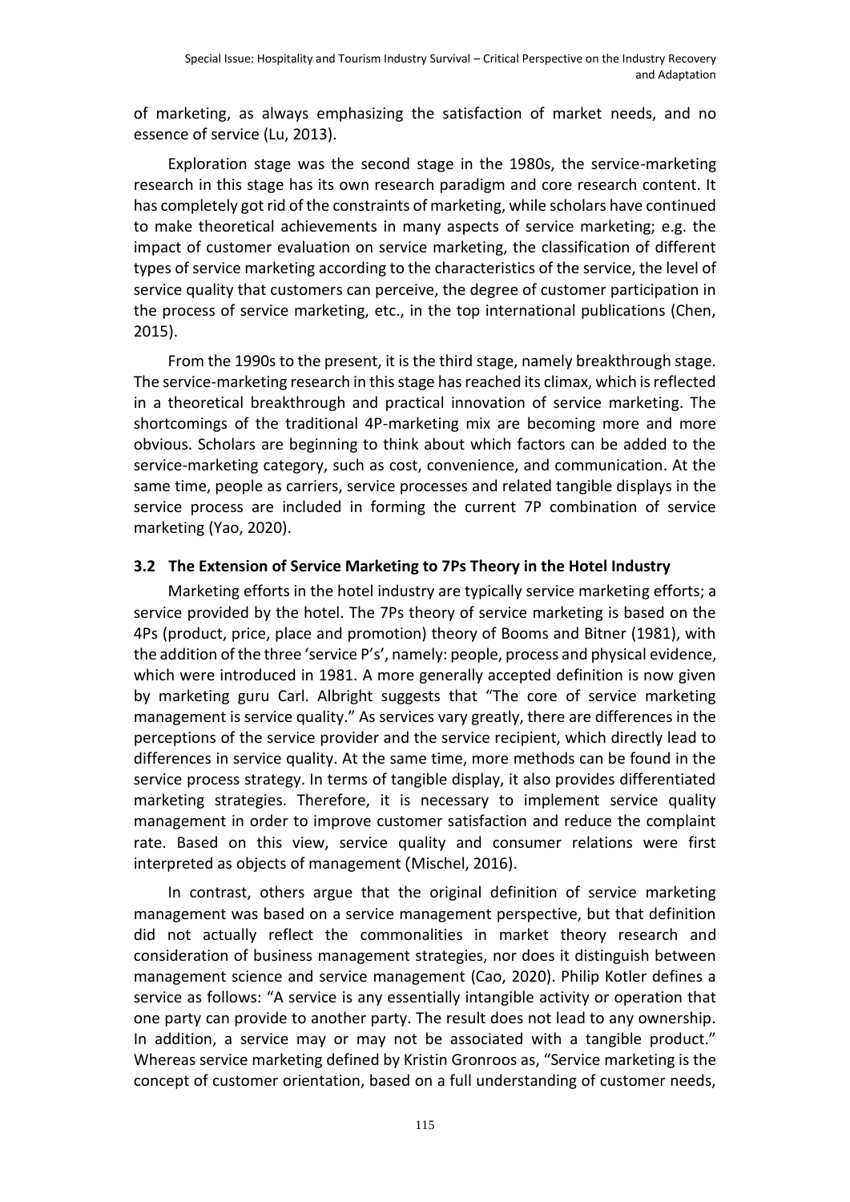of marketing, as always emphasizing the satisfaction of market needs, and no essence of service (Lu, 2013).

Exploration stage was the second stage in the 1980s, the service-marketing research in this stage has its own research paradigm and core research content. It has completely got rid of the constraints of marketing, while scholars have continued to make theoretical achievements in many aspects of service marketing; e.g. the impact of customer evaluation on service marketing, the classification of different types of service marketing according to the characteristics of the service, the level of service quality that customers can perceive, the degree of customer participation in the process of service marketing, etc., in the top international publications (Chen, 2015).

From the 1990s to the present, it is the third stage, namely breakthrough stage. The service-marketing research in this stage has reached its climax, which is reflected in a theoretical breakthrough and practical innovation of service marketing. The shortcomings of the traditional 4P-marketing mix are becoming more and more obvious. Scholars are beginning to think about which factors can be added to the service-marketing category, such as cost, convenience, and communication. At the same time, people as carriers, service processes and related tangible displays in the service process are included in forming the current 7P combination of service marketing (Yao, 2020).

### 3.2 The Extension of Service Marketing to 7Ps Theory in the Hotel Industry

Marketing efforts in the hotel industry are typically service marketing efforts; a service provided by the hotel. The 7Ps theory of service marketing is based on the 4Ps (product, price, place and promotion) theory of Booms and Bitner (1981), with the addition of the three 'service P's', namely: people, process and physical evidence, which were introduced in 1981. A more generally accepted definition is now given by marketing guru Carl. Albright suggests that "The core of service marketing management is service quality." As services vary greatly, there are differences in the perceptions of the service provider and the service recipient, which directly lead to differences in service quality. At the same time, more methods can be found in the service process strategy. In terms of tangible display, it also provides differentiated marketing strategies. Therefore, it is necessary to implement service quality management in order to improve customer satisfaction and reduce the complaint rate. Based on this view, service quality and consumer relations were first interpreted as objects of management (Mischel, 2016).

In contrast, others argue that the original definition of service marketing management was based on a service management perspective, but that definition did not actually reflect the commonalities in market theory research and consideration of business management strategies, nor does it distinguish between management science and service management (Cao, 2020). Philip Kotler defines a service as follows: "A service is any essentially intangible activity or operation that one party can provide to another party. The result does not lead to any ownership. In addition, a service may or may not be associated with a tangible product." Whereas service marketing defined by Kristin Gronroos as, "Service marketing is the concept of customer orientation, based on a full understanding of customer needs,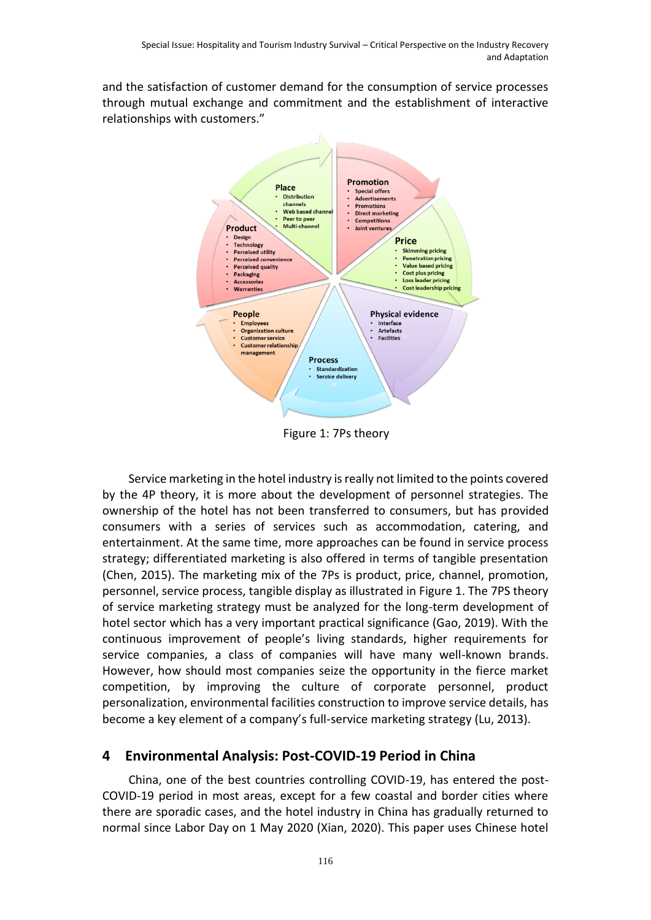and the satisfaction of customer demand for the consumption of service processes through mutual exchange and commitment and the establishment of interactive relationships with customers."

Figure 1: 7Ps theory

Service marketing in the hotel industry is really not limited to the points covered by the 4P theory, it is more about the development of personnel strategies. The ownership of the hotel has not been transferred to consumers, but has provided consumers with a series of services such as accommodation, catering, and entertainment. At the same time, more approaches can be found in service process strategy; differentiated marketing is also offered in terms of tangible presentation (Chen, 2015). The marketing mix of the 7Ps is product, price, channel, promotion, personnel, service process, tangible display as illustrated in Figure 1. The 7PS theory of service marketing strategy must be analyzed for the long-term development of hotel sector which has a very important practical significance (Gao, 2019). With the continuous improvement of people's living standards, higher requirements for service companies, a class of companies will have many well-known brands. However, how should most companies seize the opportunity in the fierce market competition, by improving the culture of corporate personnel, product personalization, environmental facilities construction to improve service details, has become a key element of a company's full-service marketing strategy (Lu, 2013).

## 4 Environmental Analysis: Post-COVID-19 Period in China

China, one of the best countries controlling COVID-19, has entered the post-COVID-19 period in most areas, except for a few coastal and border cities where there are sporadic cases, and the hotel industry in China has gradually returned to normal since Labor Day on 1 May 2020 (Xian, 2020). This paper uses Chinese hotel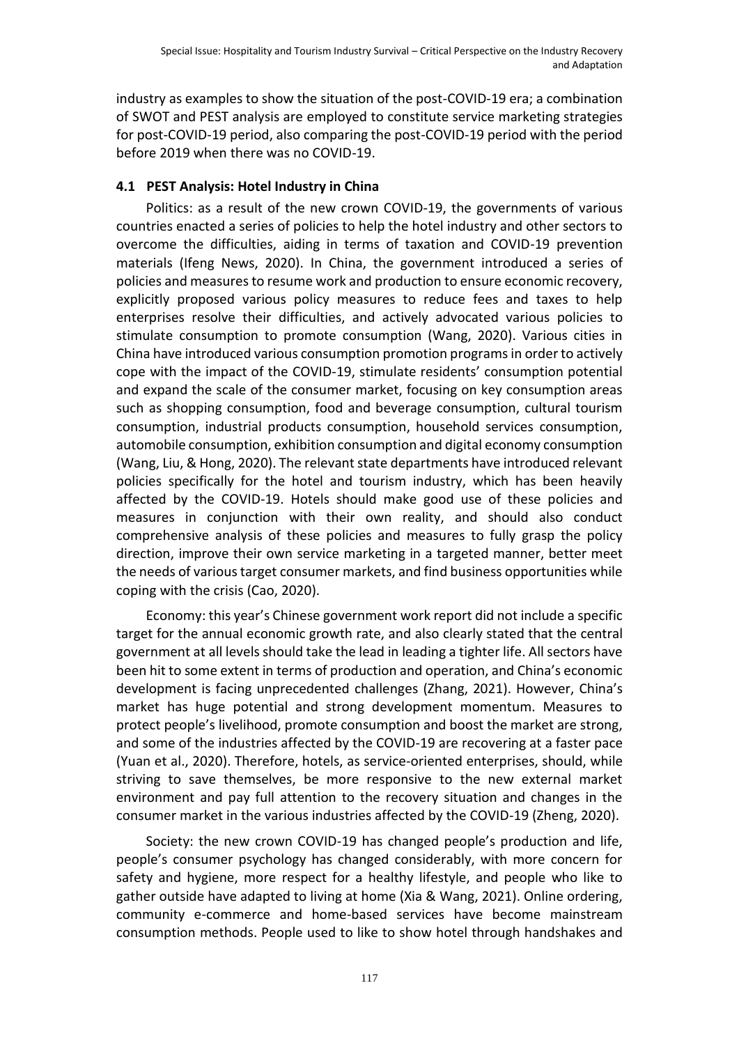industry as examples to show the situation of the post-COVID-19 era; a combination of SWOT and PEST analysis are employed to constitute service marketing strategies for post-COVID-19 period, also comparing the post-COVID-19 period with the period before 2019 when there was no COVID-19.

### 4.1 PEST Analysis: Hotel Industry in China

Politics: as a result of the new crown COVID-19, the governments of various countries enacted a series of policies to help the hotel industry and other sectors to overcome the difficulties, aiding in terms of taxation and COVID-19 prevention materials (Ifeng News, 2020). In China, the government introduced a series of policies and measures to resume work and production to ensure economic recovery, explicitly proposed various policy measures to reduce fees and taxes to help enterprises resolve their difficulties, and actively advocated various policies to stimulate consumption to promote consumption (Wang, 2020). Various cities in China have introduced various consumption promotion programs in order to actively cope with the impact of the COVID-19, stimulate residents' consumption potential and expand the scale of the consumer market, focusing on key consumption areas such as shopping consumption, food and beverage consumption, cultural tourism consumption, industrial products consumption, household services consumption, automobile consumption, exhibition consumption and digital economy consumption (Wang, Liu, & Hong, 2020). The relevant state departments have introduced relevant policies specifically for the hotel and tourism industry, which has been heavily affected by the COVID-19. Hotels should make good use of these policies and measures in conjunction with their own reality, and should also conduct comprehensive analysis of these policies and measures to fully grasp the policy direction, improve their own service marketing in a targeted manner, better meet the needs of various target consumer markets, and find business opportunities while coping with the crisis (Cao, 2020).

Economy: this year's Chinese government work report did not include a specific target for the annual economic growth rate, and also clearly stated that the central government at all levels should take the lead in leading a tighter life. All sectors have been hit to some extent in terms of production and operation, and China's economic development is facing unprecedented challenges (Zhang, 2021). However, China's market has huge potential and strong development momentum. Measures to protect people's livelihood, promote consumption and boost the market are strong, and some of the industries affected by the COVID-19 are recovering at a faster pace (Yuan et al., 2020). Therefore, hotels, as service-oriented enterprises, should, while striving to save themselves, be more responsive to the new external market environment and pay full attention to the recovery situation and changes in the consumer market in the various industries affected by the COVID-19 (Zheng, 2020).

Society: the new crown COVID-19 has changed people's production and life, people's consumer psychology has changed considerably, with more concern for safety and hygiene, more respect for a healthy lifestyle, and people who like to gather outside have adapted to living at home (Xia & Wang, 2021). Online ordering, community e-commerce and home-based services have become mainstream consumption methods. People used to like to show hotel through handshakes and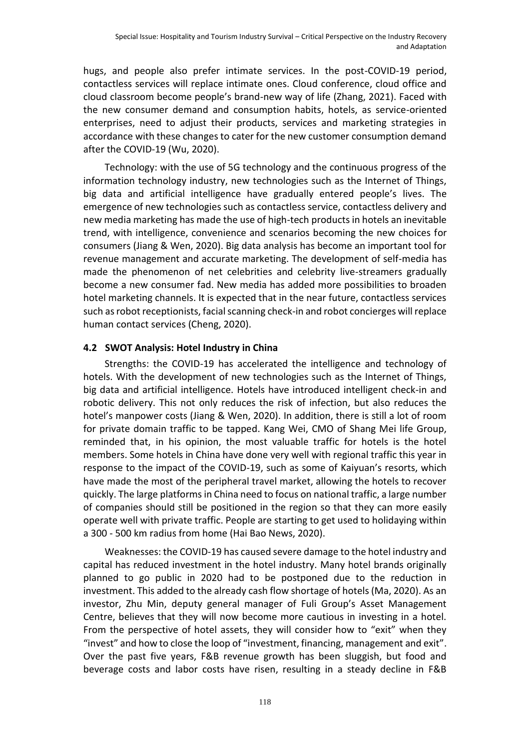hugs, and people also prefer intimate services. In the post-COVID-19 period, contactless services will replace intimate ones. Cloud conference, cloud office and cloud classroom become people's brand-new way of life (Zhang, 2021). Faced with the new consumer demand and consumption habits, hotels, as service-oriented enterprises, need to adjust their products, services and marketing strategies in accordance with these changes to cater for the new customer consumption demand after the COVID-19 (Wu, 2020).

Technology: with the use of 5G technology and the continuous progress of the information technology industry, new technologies such as the Internet of Things, big data and artificial intelligence have gradually entered people's lives. The emergence of new technologies such as contactless service, contactless delivery and new media marketing has made the use of high-tech products in hotels an inevitable trend, with intelligence, convenience and scenarios becoming the new choices for consumers (Jiang & Wen, 2020). Big data analysis has become an important tool for revenue management and accurate marketing. The development of self-media has made the phenomenon of net celebrities and celebrity live-streamers gradually become a new consumer fad. New media has added more possibilities to broaden hotel marketing channels. It is expected that in the near future, contactless services such as robot receptionists, facial scanning check-in and robot concierges will replace human contact services (Cheng, 2020).

### 4.2 SWOT Analysis: Hotel Industry in China

Strengths: the COVID-19 has accelerated the intelligence and technology of hotels. With the development of new technologies such as the Internet of Things, big data and artificial intelligence. Hotels have introduced intelligent check-in and robotic delivery. This not only reduces the risk of infection, but also reduces the hotel's manpower costs (Jiang & Wen, 2020). In addition, there is still a lot of room for private domain traffic to be tapped. Kang Wei, CMO of Shang Mei life Group, reminded that, in his opinion, the most valuable traffic for hotels is the hotel members. Some hotels in China have done very well with regional traffic this year in response to the impact of the COVID-19, such as some of Kaiyuan's resorts, which have made the most of the peripheral travel market, allowing the hotels to recover quickly. The large platforms in China need to focus on national traffic, a large number of companies should still be positioned in the region so that they can more easily operate well with private traffic. People are starting to get used to holidaying within a 300 - 500 km radius from home (Hai Bao News, 2020).

Weaknesses: the COVID-19 has caused severe damage to the hotel industry and capital has reduced investment in the hotel industry. Many hotel brands originally planned to go public in 2020 had to be postponed due to the reduction in investment. This added to the already cash flow shortage of hotels (Ma, 2020). As an investor, Zhu Min, deputy general manager of Fuli Group's Asset Management Centre, believes that they will now become more cautious in investing in a hotel. From the perspective of hotel assets, they will consider how to "exit" when they "invest" and how to close the loop of "investment, financing, management and exit". Over the past five years, F&B revenue growth has been sluggish, but food and beverage costs and labor costs have risen, resulting in a steady decline in F&B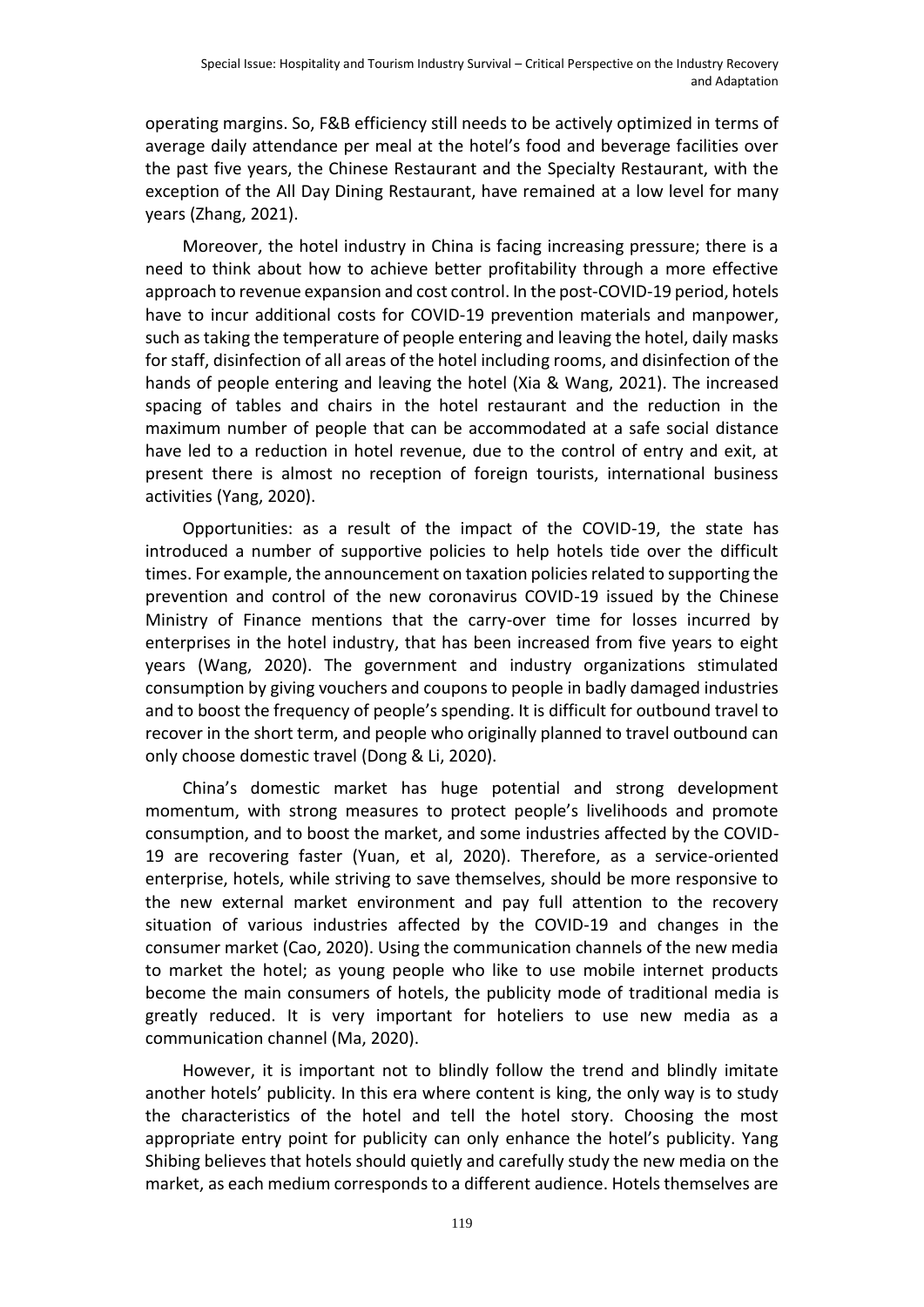operating margins. So, F&B efficiency still needs to be actively optimized in terms of average daily attendance per meal at the hotel's food and beverage facilities over the past five years, the Chinese Restaurant and the Specialty Restaurant, with the exception of the All Day Dining Restaurant, have remained at a low level for many years (Zhang, 2021).

Moreover, the hotel industry in China is facing increasing pressure; there is a need to think about how to achieve better profitability through a more effective approach to revenue expansion and cost control. In the post-COVID-19 period, hotels have to incur additional costs for COVID-19 prevention materials and manpower, such as taking the temperature of people entering and leaving the hotel, daily masks for staff, disinfection of all areas of the hotel including rooms, and disinfection of the hands of people entering and leaving the hotel (Xia & Wang, 2021). The increased spacing of tables and chairs in the hotel restaurant and the reduction in the maximum number of people that can be accommodated at a safe social distance have led to a reduction in hotel revenue, due to the control of entry and exit, at present there is almost no reception of foreign tourists, international business activities (Yang, 2020).

Opportunities: as a result of the impact of the COVID-19, the state has introduced a number of supportive policies to help hotels tide over the difficult times. For example, the announcement on taxation policies related to supporting the prevention and control of the new coronavirus COVID-19 issued by the Chinese Ministry of Finance mentions that the carry-over time for losses incurred by enterprises in the hotel industry, that has been increased from five years to eight years (Wang, 2020). The government and industry organizations stimulated consumption by giving vouchers and coupons to people in badly damaged industries and to boost the frequency of people's spending. It is difficult for outbound travel to recover in the short term, and people who originally planned to travel outbound can only choose domestic travel (Dong & Li, 2020).

China's domestic market has huge potential and strong development momentum, with strong measures to protect people's livelihoods and promote consumption, and to boost the market, and some industries affected by the COVID-19 are recovering faster (Yuan, et al, 2020). Therefore, as a service-oriented enterprise, hotels, while striving to save themselves, should be more responsive to the new external market environment and pay full attention to the recovery situation of various industries affected by the COVID-19 and changes in the consumer market (Cao, 2020). Using the communication channels of the new media to market the hotel; as young people who like to use mobile internet products become the main consumers of hotels, the publicity mode of traditional media is greatly reduced. It is very important for hoteliers to use new media as a communication channel (Ma, 2020).

However, it is important not to blindly follow the trend and blindly imitate another hotels' publicity. In this era where content is king, the only way is to study the characteristics of the hotel and tell the hotel story. Choosing the most appropriate entry point for publicity can only enhance the hotel's publicity. Yang Shibing believes that hotels should quietly and carefully study the new media on the market, as each medium corresponds to a different audience. Hotels themselves are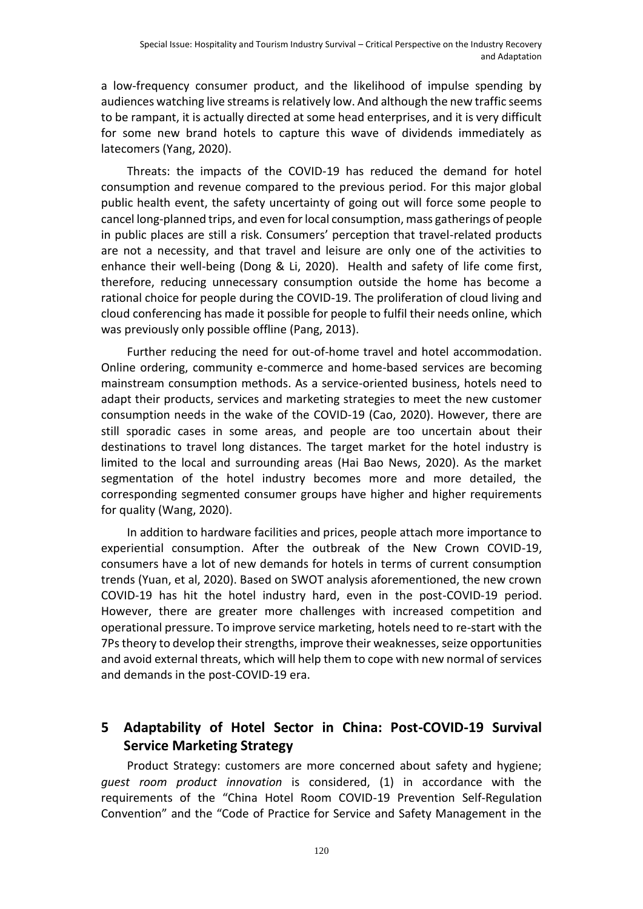a low-frequency consumer product, and the likelihood of impulse spending by audiences watching live streams is relatively low. And although the new traffic seems to be rampant, it is actually directed at some head enterprises, and it is very difficult for some new brand hotels to capture this wave of dividends immediately as latecomers (Yang, 2020).

Threats: the impacts of the COVID-19 has reduced the demand for hotel consumption and revenue compared to the previous period. For this major global public health event, the safety uncertainty of going out will force some people to cancel long-planned trips, and even for local consumption, mass gatherings of people in public places are still a risk. Consumers' perception that travel-related products are not a necessity, and that travel and leisure are only one of the activities to enhance their well-being (Dong & Li, 2020). Health and safety of life come first, therefore, reducing unnecessary consumption outside the home has become a rational choice for people during the COVID-19. The proliferation of cloud living and cloud conferencing has made it possible for people to fulfil their needs online, which was previously only possible offline (Pang, 2013).

Further reducing the need for out-of-home travel and hotel accommodation. Online ordering, community e-commerce and home-based services are becoming mainstream consumption methods. As a service-oriented business, hotels need to adapt their products, services and marketing strategies to meet the new customer consumption needs in the wake of the COVID-19 (Cao, 2020). However, there are still sporadic cases in some areas, and people are too uncertain about their destinations to travel long distances. The target market for the hotel industry is limited to the local and surrounding areas (Hai Bao News, 2020). As the market segmentation of the hotel industry becomes more and more detailed, the corresponding segmented consumer groups have higher and higher requirements for quality (Wang, 2020).

In addition to hardware facilities and prices, people attach more importance to experiential consumption. After the outbreak of the New Crown COVID-19, consumers have a lot of new demands for hotels in terms of current consumption trends (Yuan, et al, 2020). Based on SWOT analysis aforementioned, the new crown COVID-19 has hit the hotel industry hard, even in the post-COVID-19 period. However, there are greater more challenges with increased competition and operational pressure. To improve service marketing, hotels need to re-start with the 7Ps theory to develop their strengths, improve their weaknesses, seize opportunities and avoid external threats, which will help them to cope with new normal of services and demands in the post-COVID-19 era.

## 5 Adaptability of Hotel Sector in China: Post-COVID-19 Survival Service Marketing Strategy

Product Strategy: customers are more concerned about safety and hygiene; *guest room product innovation* is considered, (1) in accordance with the requirements of the "China Hotel Room COVID-19 Prevention Self-Regulation Convention" and the "Code of Practice for Service and Safety Management in the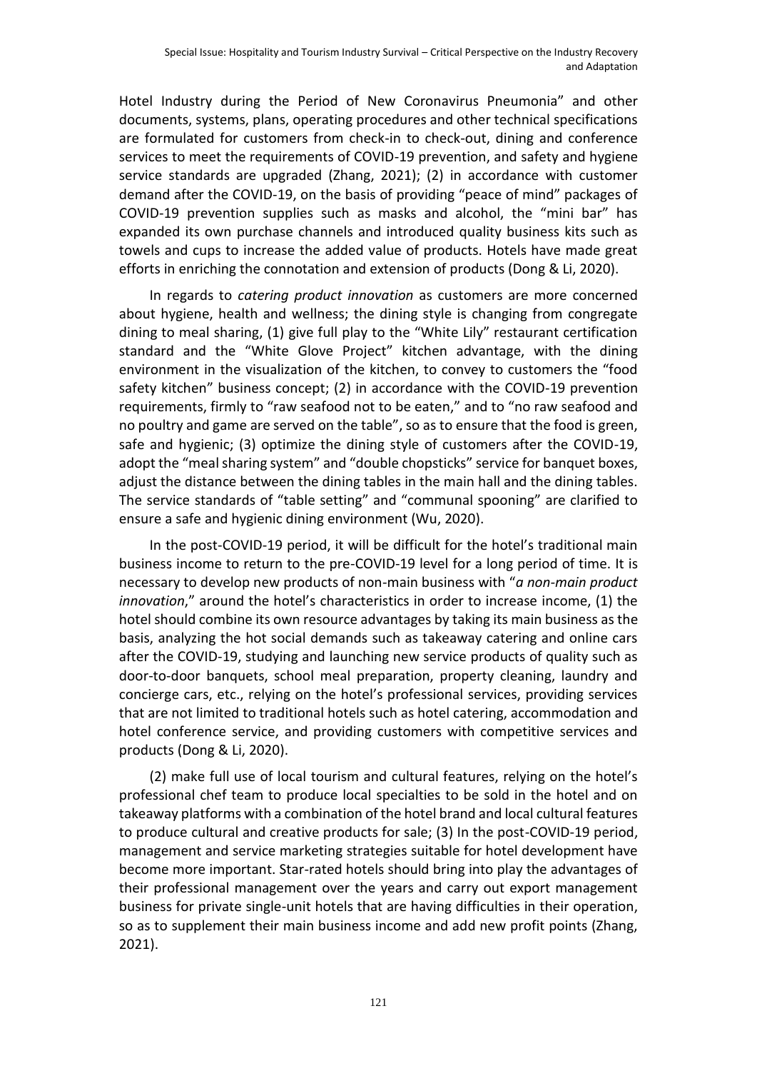Hotel Industry during the Period of New Coronavirus Pneumonia" and other documents, systems, plans, operating procedures and other technical specifications are formulated for customers from check-in to check-out, dining and conference services to meet the requirements of COVID-19 prevention, and safety and hygiene service standards are upgraded (Zhang, 2021); (2) in accordance with customer demand after the COVID-19, on the basis of providing "peace of mind" packages of COVID-19 prevention supplies such as masks and alcohol, the "mini bar" has expanded its own purchase channels and introduced quality business kits such as towels and cups to increase the added value of products. Hotels have made great efforts in enriching the connotation and extension of products (Dong & Li, 2020).

In regards to *catering product innovation* as customers are more concerned about hygiene, health and wellness; the dining style is changing from congregate dining to meal sharing, (1) give full play to the "White Lily" restaurant certification standard and the "White Glove Project" kitchen advantage, with the dining environment in the visualization of the kitchen, to convey to customers the "food safety kitchen" business concept; (2) in accordance with the COVID-19 prevention requirements, firmly to "raw seafood not to be eaten," and to "no raw seafood and no poultry and game are served on the table", so as to ensure that the food is green, safe and hygienic; (3) optimize the dining style of customers after the COVID-19, adopt the "meal sharing system" and "double chopsticks" service for banquet boxes, adjust the distance between the dining tables in the main hall and the dining tables. The service standards of "table setting" and "communal spooning" are clarified to ensure a safe and hygienic dining environment (Wu, 2020).

In the post-COVID-19 period, it will be difficult for the hotel's traditional main business income to return to the pre-COVID-19 level for a long period of time. It is necessary to develop new products of non-main business with "*a non-main product innovation*," around the hotel's characteristics in order to increase income, (1) the hotel should combine its own resource advantages by taking its main business as the basis, analyzing the hot social demands such as takeaway catering and online cars after the COVID-19, studying and launching new service products of quality such as door-to-door banquets, school meal preparation, property cleaning, laundry and concierge cars, etc., relying on the hotel's professional services, providing services that are not limited to traditional hotels such as hotel catering, accommodation and hotel conference service, and providing customers with competitive services and products (Dong & Li, 2020).

(2) make full use of local tourism and cultural features, relying on the hotel's professional chef team to produce local specialties to be sold in the hotel and on takeaway platforms with a combination of the hotel brand and local cultural features to produce cultural and creative products for sale; (3) In the post-COVID-19 period, management and service marketing strategies suitable for hotel development have become more important. Star-rated hotels should bring into play the advantages of their professional management over the years and carry out export management business for private single-unit hotels that are having difficulties in their operation, so as to supplement their main business income and add new profit points (Zhang, 2021).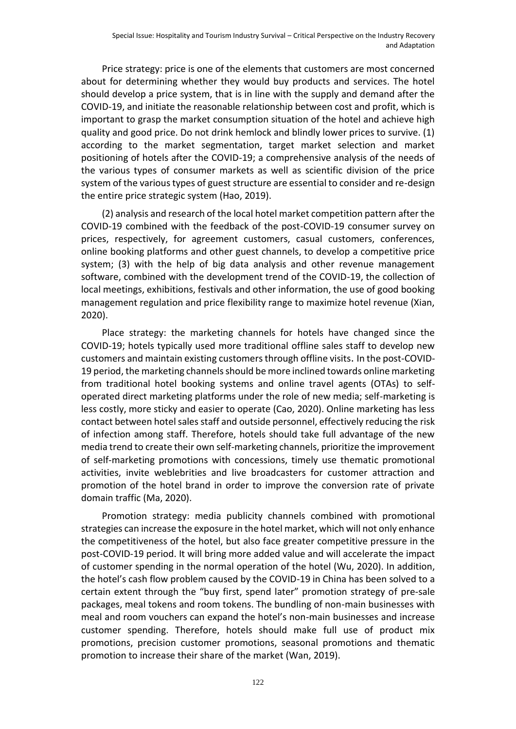Price strategy: price is one of the elements that customers are most concerned about for determining whether they would buy products and services. The hotel should develop a price system, that is in line with the supply and demand after the COVID-19, and initiate the reasonable relationship between cost and profit, which is important to grasp the market consumption situation of the hotel and achieve high quality and good price. Do not drink hemlock and blindly lower prices to survive. (1) according to the market segmentation, target market selection and market positioning of hotels after the COVID-19; a comprehensive analysis of the needs of the various types of consumer markets as well as scientific division of the price system of the various types of guest structure are essential to consider and re-design the entire price strategic system (Hao, 2019).

(2) analysis and research of the local hotel market competition pattern after the COVID-19 combined with the feedback of the post-COVID-19 consumer survey on prices, respectively, for agreement customers, casual customers, conferences, online booking platforms and other guest channels, to develop a competitive price system; (3) with the help of big data analysis and other revenue management software, combined with the development trend of the COVID-19, the collection of local meetings, exhibitions, festivals and other information, the use of good booking management regulation and price flexibility range to maximize hotel revenue (Xian, 2020).

Place strategy: the marketing channels for hotels have changed since the COVID-19; hotels typically used more traditional offline sales staff to develop new customers and maintain existing customers through offline visits. In the post-COVID-19 period, the marketing channels should be more inclined towards online marketing from traditional hotel booking systems and online travel agents (OTAs) to self-operated direct marketing platforms under the role of new media; self-marketing is less costly, more sticky and easier to operate (Cao, 2020). Online marketing has less contact between hotel sales staff and outside personnel, effectively reducing the risk of infection among staff. Therefore, hotels should take full advantage of the new media trend to create their own self-marketing channels, prioritize the improvement of self-marketing promotions with concessions, timely use thematic promotional activities, invite weblebrities and live broadcasters for customer attraction and promotion of the hotel brand in order to improve the conversion rate of private domain traffic (Ma, 2020).

Promotion strategy: media publicity channels combined with promotional strategies can increase the exposure in the hotel market, which will not only enhance the competitiveness of the hotel, but also face greater competitive pressure in the post-COVID-19 period. It will bring more added value and will accelerate the impact of customer spending in the normal operation of the hotel (Wu, 2020). In addition, the hotel's cash flow problem caused by the COVID-19 in China has been solved to a certain extent through the "buy first, spend later" promotion strategy of pre-sale packages, meal tokens and room tokens. The bundling of non-main businesses with meal and room vouchers can expand the hotel's non-main businesses and increase customer spending. Therefore, hotels should make full use of product mix promotions, precision customer promotions, seasonal promotions and thematic promotion to increase their share of the market (Wan, 2019).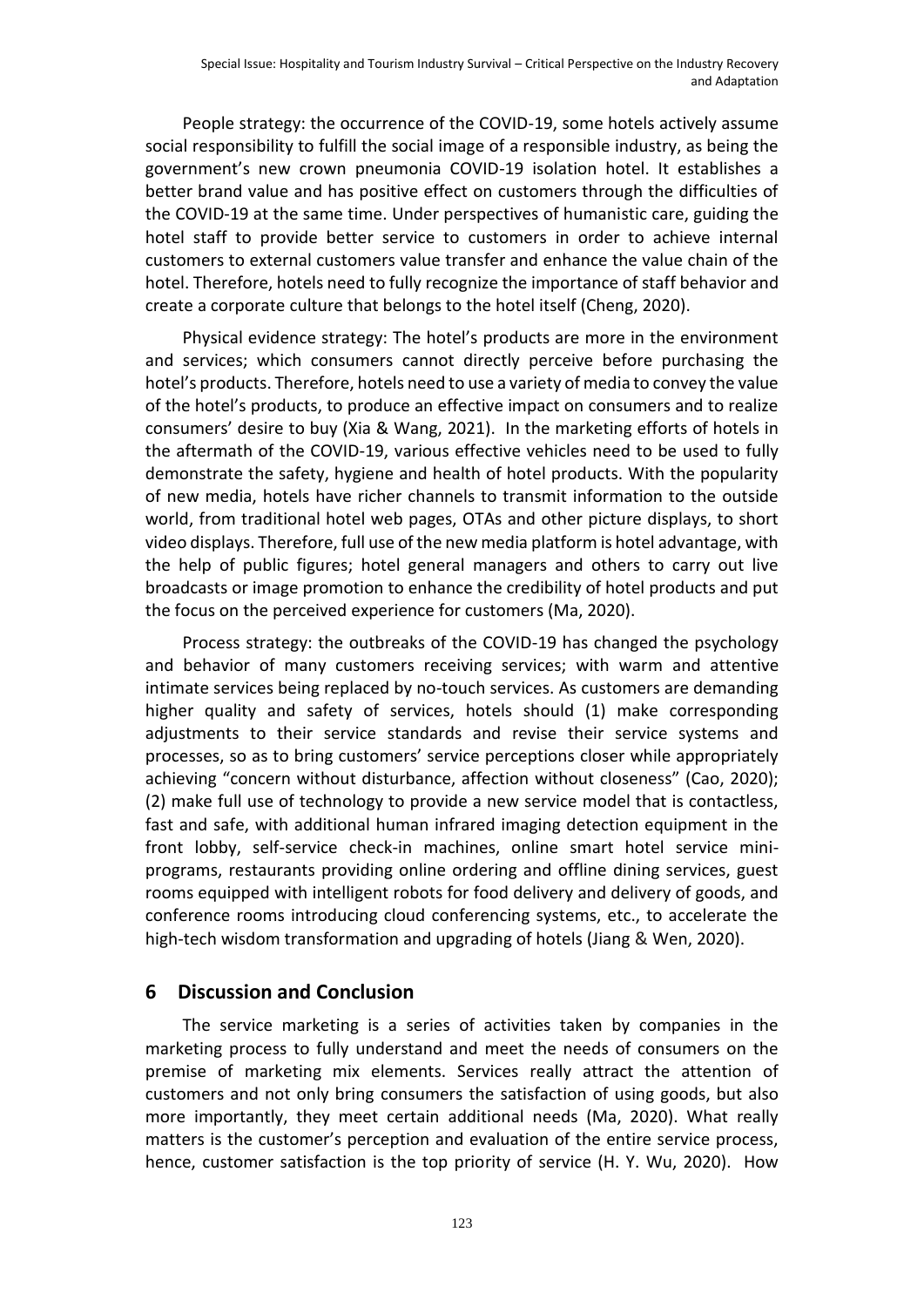People strategy: the occurrence of the COVID-19, some hotels actively assume social responsibility to fulfill the social image of a responsible industry, as being the government's new crown pneumonia COVID-19 isolation hotel. It establishes a better brand value and has positive effect on customers through the difficulties of the COVID-19 at the same time. Under perspectives of humanistic care, guiding the hotel staff to provide better service to customers in order to achieve internal customers to external customers value transfer and enhance the value chain of the hotel. Therefore, hotels need to fully recognize the importance of staff behavior and create a corporate culture that belongs to the hotel itself (Cheng, 2020).

Physical evidence strategy: The hotel's products are more in the environment and services; which consumers cannot directly perceive before purchasing the hotel's products. Therefore, hotels need to use a variety of media to convey the value of the hotel's products, to produce an effective impact on consumers and to realize consumers' desire to buy (Xia & Wang, 2021). In the marketing efforts of hotels in the aftermath of the COVID-19, various effective vehicles need to be used to fully demonstrate the safety, hygiene and health of hotel products. With the popularity of new media, hotels have richer channels to transmit information to the outside world, from traditional hotel web pages, OTAs and other picture displays, to short video displays. Therefore, full use of the new media platform is hotel advantage, with the help of public figures; hotel general managers and others to carry out live broadcasts or image promotion to enhance the credibility of hotel products and put the focus on the perceived experience for customers (Ma, 2020).

Process strategy: the outbreaks of the COVID-19 has changed the psychology and behavior of many customers receiving services; with warm and attentive intimate services being replaced by no-touch services. As customers are demanding higher quality and safety of services, hotels should (1) make corresponding adjustments to their service standards and revise their service systems and processes, so as to bring customers' service perceptions closer while appropriately achieving "concern without disturbance, affection without closeness" (Cao, 2020); (2) make full use of technology to provide a new service model that is contactless, fast and safe, with additional human infrared imaging detection equipment in the front lobby, self-service check-in machines, online smart hotel service mini-programs, restaurants providing online ordering and offline dining services, guest rooms equipped with intelligent robots for food delivery and delivery of goods, and conference rooms introducing cloud conferencing systems, etc., to accelerate the high-tech wisdom transformation and upgrading of hotels (Jiang & Wen, 2020).

## 6 Discussion and Conclusion

The service marketing is a series of activities taken by companies in the marketing process to fully understand and meet the needs of consumers on the premise of marketing mix elements. Services really attract the attention of customers and not only bring consumers the satisfaction of using goods, but also more importantly, they meet certain additional needs (Ma, 2020). What really matters is the customer's perception and evaluation of the entire service process, hence, customer satisfaction is the top priority of service (H. Y. Wu, 2020). How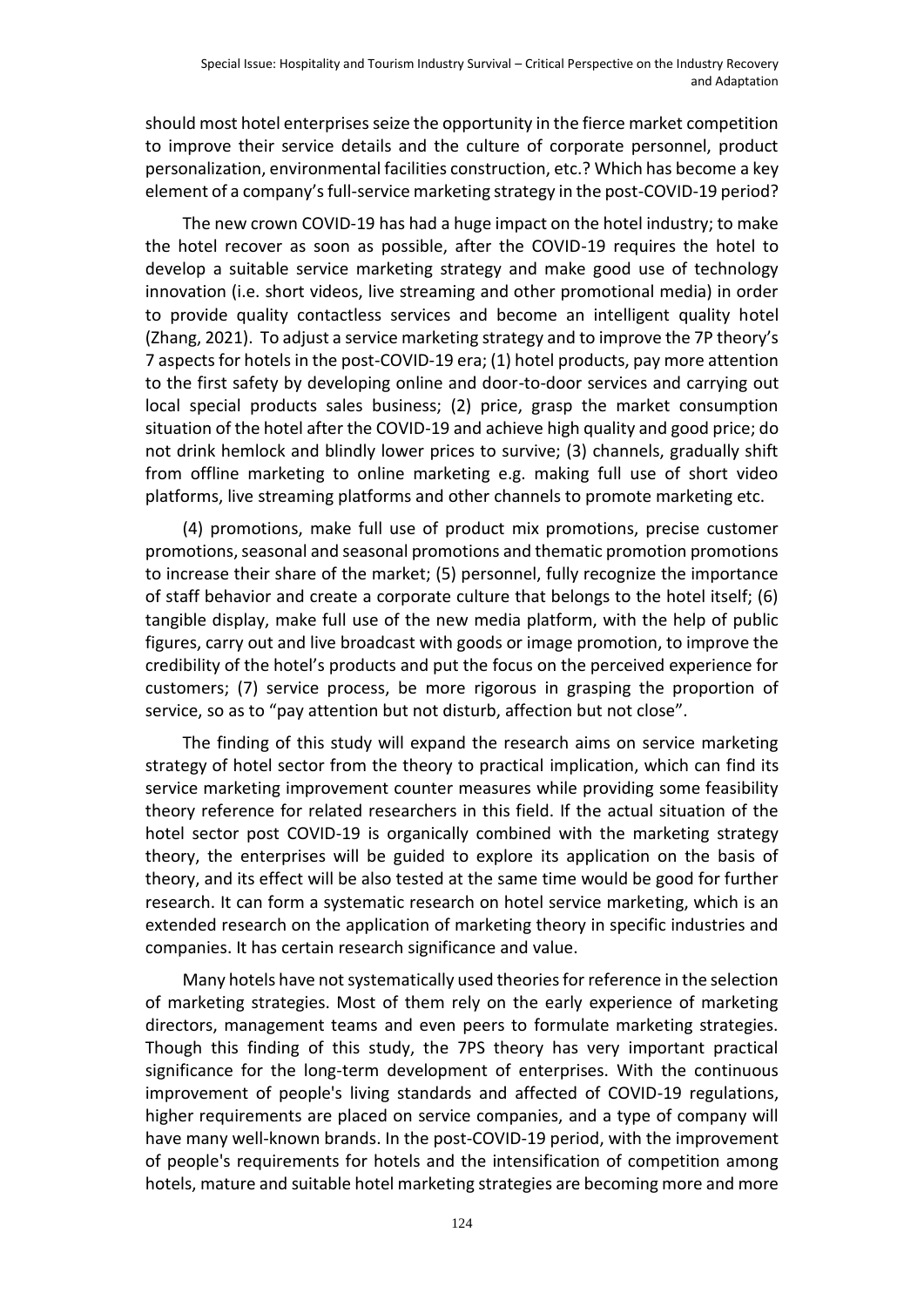should most hotel enterprises seize the opportunity in the fierce market competition to improve their service details and the culture of corporate personnel, product personalization, environmental facilities construction, etc.? Which has become a key element of a company's full-service marketing strategy in the post-COVID-19 period?

The new crown COVID-19 has had a huge impact on the hotel industry; to make the hotel recover as soon as possible, after the COVID-19 requires the hotel to develop a suitable service marketing strategy and make good use of technology innovation (i.e. short videos, live streaming and other promotional media) in order to provide quality contactless services and become an intelligent quality hotel (Zhang, 2021). To adjust a service marketing strategy and to improve the 7P theory's 7 aspects for hotels in the post-COVID-19 era; (1) hotel products, pay more attention to the first safety by developing online and door-to-door services and carrying out local special products sales business; (2) price, grasp the market consumption situation of the hotel after the COVID-19 and achieve high quality and good price; do not drink hemlock and blindly lower prices to survive; (3) channels, gradually shift from offline marketing to online marketing e.g. making full use of short video platforms, live streaming platforms and other channels to promote marketing etc.

(4) promotions, make full use of product mix promotions, precise customer promotions, seasonal and seasonal promotions and thematic promotion promotions to increase their share of the market; (5) personnel, fully recognize the importance of staff behavior and create a corporate culture that belongs to the hotel itself; (6) tangible display, make full use of the new media platform, with the help of public figures, carry out and live broadcast with goods or image promotion, to improve the credibility of the hotel's products and put the focus on the perceived experience for customers; (7) service process, be more rigorous in grasping the proportion of service, so as to "pay attention but not disturb, affection but not close".

The finding of this study will expand the research aims on service marketing strategy of hotel sector from the theory to practical implication, which can find its service marketing improvement counter measures while providing some feasibility theory reference for related researchers in this field. If the actual situation of the hotel sector post COVID-19 is organically combined with the marketing strategy theory, the enterprises will be guided to explore its application on the basis of theory, and its effect will be also tested at the same time would be good for further research. It can form a systematic research on hotel service marketing, which is an extended research on the application of marketing theory in specific industries and companies. It has certain research significance and value.

Many hotels have not systematically used theories for reference in the selection of marketing strategies. Most of them rely on the early experience of marketing directors, management teams and even peers to formulate marketing strategies. Though this finding of this study, the 7PS theory has very important practical significance for the long-term development of enterprises. With the continuous improvement of people's living standards and affected of COVID-19 regulations, higher requirements are placed on service companies, and a type of company will have many well-known brands. In the post-COVID-19 period, with the improvement of people's requirements for hotels and the intensification of competition among hotels, mature and suitable hotel marketing strategies are becoming more and more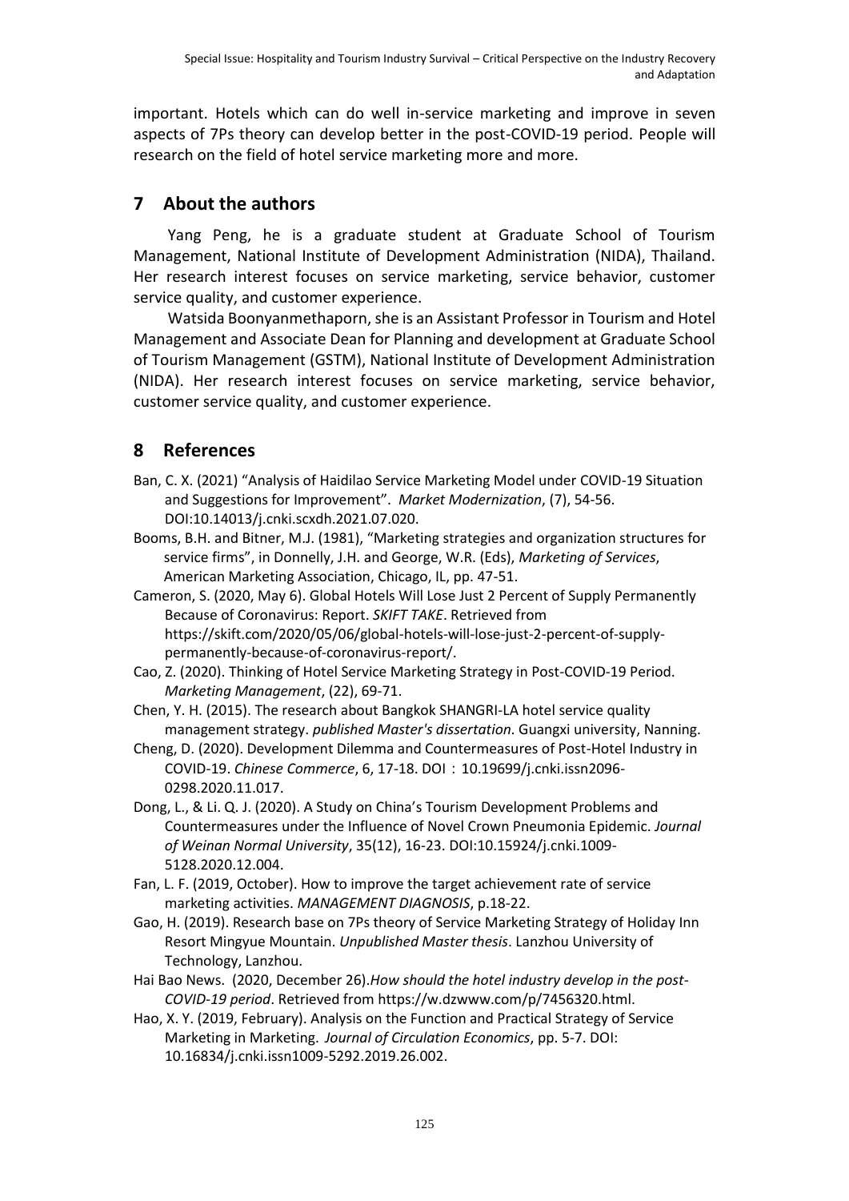important. Hotels which can do well in-service marketing and improve in seven aspects of 7Ps theory can develop better in the post-COVID-19 period. People will research on the field of hotel service marketing more and more.

## 7 About the authors

Yang Peng, he is a graduate student at Graduate School of Tourism Management, National Institute of Development Administration (NIDA), Thailand. Her research interest focuses on service marketing, service behavior, customer service quality, and customer experience.

Watsida Boonyanmethaporn, she is an Assistant Professor in Tourism and Hotel Management and Associate Dean for Planning and development at Graduate School of Tourism Management (GSTM), National Institute of Development Administration (NIDA). Her research interest focuses on service marketing, service behavior, customer service quality, and customer experience.

## 8 References

Ban, C. X. (2021) "Analysis of Haidilao Service Marketing Model under COVID-19 Situation and Suggestions for Improvement". *Market Modernization*, (7), 54-56. DOI:10.14013/j.cnki.scxdh.2021.07.020.

Booms, B.H. and Bitner, M.J. (1981), "Marketing strategies and organization structures for service firms", in Donnelly, J.H. and George, W.R. (Eds), *Marketing of Services*, American Marketing Association, Chicago, IL, pp. 47-51.

Cameron, S. (2020, May 6). Global Hotels Will Lose Just 2 Percent of Supply Permanently Because of Coronavirus: Report. *SKIFT TAKE*. Retrieved from https://skift.com/2020/05/06/global-hotels-will-lose-just-2-percent-of-supply-permanently-because-of-coronavirus-report/.

Cao, Z. (2020). Thinking of Hotel Service Marketing Strategy in Post-COVID-19 Period. *Marketing Management*, (22), 69-71.

Chen, Y. H. (2015). The research about Bangkok SHANGRI-LA hotel service quality management strategy. *published Master's dissertation*. Guangxi university, Nanning.

Cheng, D. (2020). Development Dilemma and Countermeasures of Post-Hotel Industry in COVID-19. *Chinese Commerce*, 6, 17-18. DOI：10.19699/j.cnki.issn2096-0298.2020.11.017.

Dong, L., & Li. Q. J. (2020). A Study on China's Tourism Development Problems and Countermeasures under the Influence of Novel Crown Pneumonia Epidemic. *Journal of Weinan Normal University*, 35(12), 16-23. DOI:10.15924/j.cnki.1009-5128.2020.12.004.

Fan, L. F. (2019, October). How to improve the target achievement rate of service marketing activities. *MANAGEMENT DIAGNOSIS*, p.18-22.

Gao, H. (2019). Research base on 7Ps theory of Service Marketing Strategy of Holiday Inn Resort Mingyue Mountain. *Unpublished Master thesis*. Lanzhou University of Technology, Lanzhou.

Hai Bao News. (2020, December 26).*How should the hotel industry develop in the post-COVID-19 period*. Retrieved from https://w.dzwww.com/p/7456320.html.

Hao, X. Y. (2019, February). Analysis on the Function and Practical Strategy of Service Marketing in Marketing. *Journal of Circulation Economics*, pp. 5-7. DOI: 10.16834/j.cnki.issn1009-5292.2019.26.002.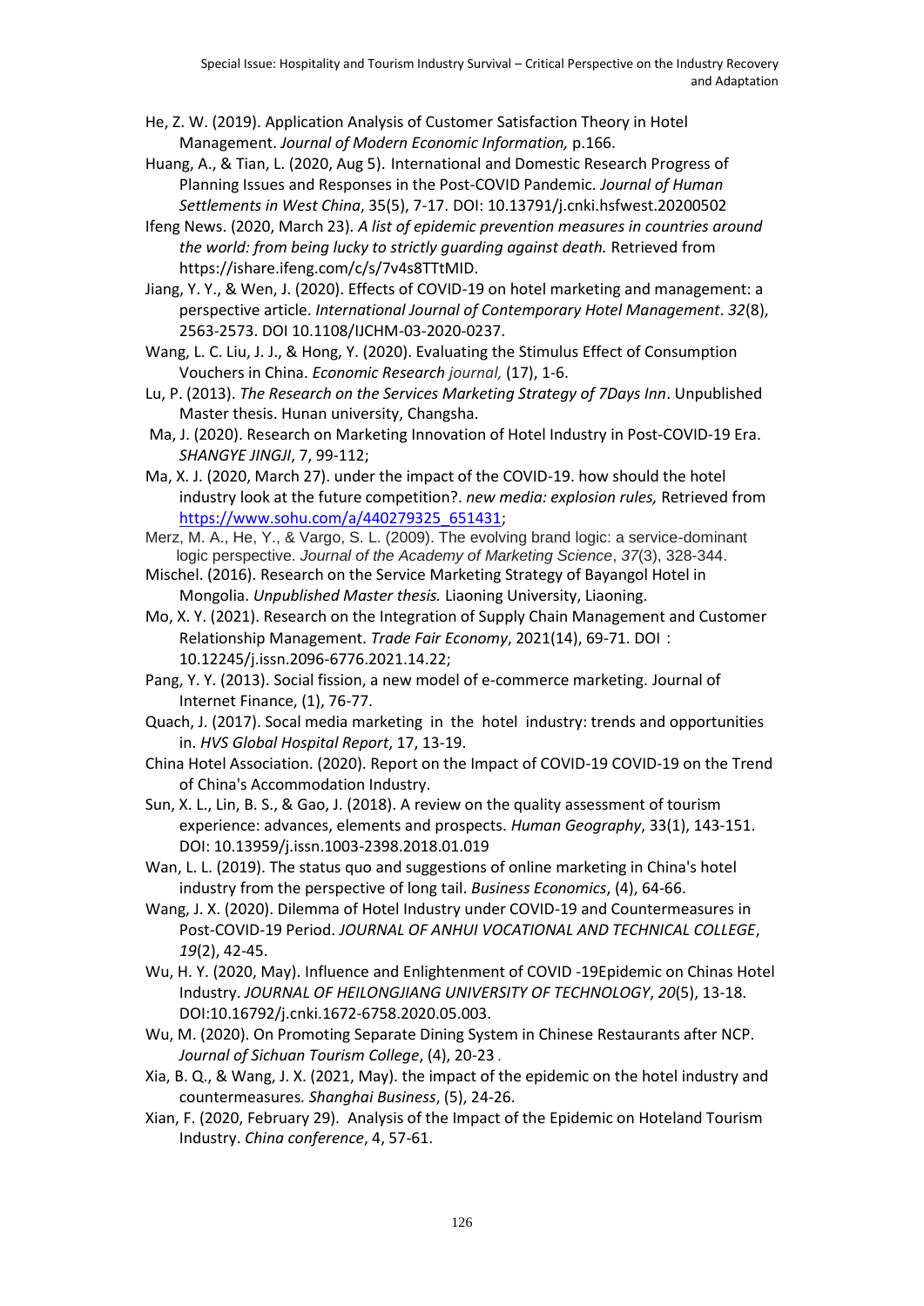He, Z. W. (2019). Application Analysis of Customer Satisfaction Theory in Hotel Management. *Journal of Modern Economic Information,* p.166.

Huang, A., & Tian, L. (2020, Aug 5). International and Domestic Research Progress of Planning Issues and Responses in the Post-COVID Pandemic. *Journal of Human Settlements in West China*, 35(5), 7-17. DOI: 10.13791/j.cnki.hsfwest.20200502

Ifeng News. (2020, March 23). *A list of epidemic prevention measures in countries around the world: from being lucky to strictly guarding against death.* Retrieved from https://ishare.ifeng.com/c/s/7v4s8TTtMID.

Jiang, Y. Y., & Wen, J. (2020). Effects of COVID-19 on hotel marketing and management: a perspective article. *International Journal of Contemporary Hotel Management*. *32*(8), 2563-2573. DOI 10.1108/IJCHM-03-2020-0237.

Wang, L. C. Liu, J. J., & Hong, Y. (2020). Evaluating the Stimulus Effect of Consumption Vouchers in China. *Economic Research journal,* (17), 1-6.

Lu, P. (2013). *The Research on the Services Marketing Strategy of 7Days Inn*. Unpublished Master thesis. Hunan university, Changsha.

Ma, J. (2020). Research on Marketing Innovation of Hotel Industry in Post-COVID-19 Era. *SHANGYE JINGJI*, 7, 99-112;

Ma, X. J. (2020, March 27). under the impact of the COVID-19. how should the hotel industry look at the future competition?. *new media: explosion rules,* Retrieved from https://www.sohu.com/a/440279325_651431;

Merz, M. A., He, Y., & Vargo, S. L. (2009). The evolving brand logic: a service-dominant logic perspective. *Journal of the Academy of Marketing Science*, *37*(3), 328-344.

Mischel. (2016). Research on the Service Marketing Strategy of Bayangol Hotel in Mongolia. *Unpublished Master thesis.* Liaoning University, Liaoning.

Mo, X. Y. (2021). Research on the Integration of Supply Chain Management and Customer Relationship Management. *Trade Fair Economy*, 2021(14), 69-71. DOI：10.12245/j.issn.2096-6776.2021.14.22;

Pang, Y. Y. (2013). Social fission, a new model of e-commerce marketing. Journal of Internet Finance, (1), 76-77.

Quach, J. (2017). Socal media marketing in the hotel industry: trends and opportunities in. *HVS Global Hospital Report*, 17, 13-19.

China Hotel Association. (2020). Report on the Impact of COVID-19 COVID-19 on the Trend of China's Accommodation Industry.

Sun, X. L., Lin, B. S., & Gao, J. (2018). A review on the quality assessment of tourism experience: advances, elements and prospects. *Human Geography*, 33(1), 143-151. DOI: 10.13959/j.issn.1003-2398.2018.01.019

Wan, L. L. (2019). The status quo and suggestions of online marketing in China's hotel industry from the perspective of long tail. *Business Economics*, (4), 64-66.

Wang, J. X. (2020). Dilemma of Hotel Industry under COVID-19 and Countermeasures in Post-COVID-19 Period. *JOURNAL OF ANHUI VOCATIONAL AND TECHNICAL COLLEGE*, *19*(2), 42-45.

Wu, H. Y. (2020, May). Influence and Enlightenment of COVID -19Epidemic on Chinas Hotel Industry. *JOURNAL OF HEILONGJIANG UNIVERSITY OF TECHNOLOGY*, *20*(5), 13-18. DOI:10.16792/j.cnki.1672-6758.2020.05.003.

Wu, M. (2020). On Promoting Separate Dining System in Chinese Restaurants after NCP. *Journal of Sichuan Tourism College*, (4), 20-23 .

Xia, B. Q., & Wang, J. X. (2021, May). the impact of the epidemic on the hotel industry and countermeasures*. Shanghai Business*, (5), 24-26.

Xian, F. (2020, February 29). Analysis of the Impact of the Epidemic on Hoteland Tourism Industry. *China conference*, 4, 57-61.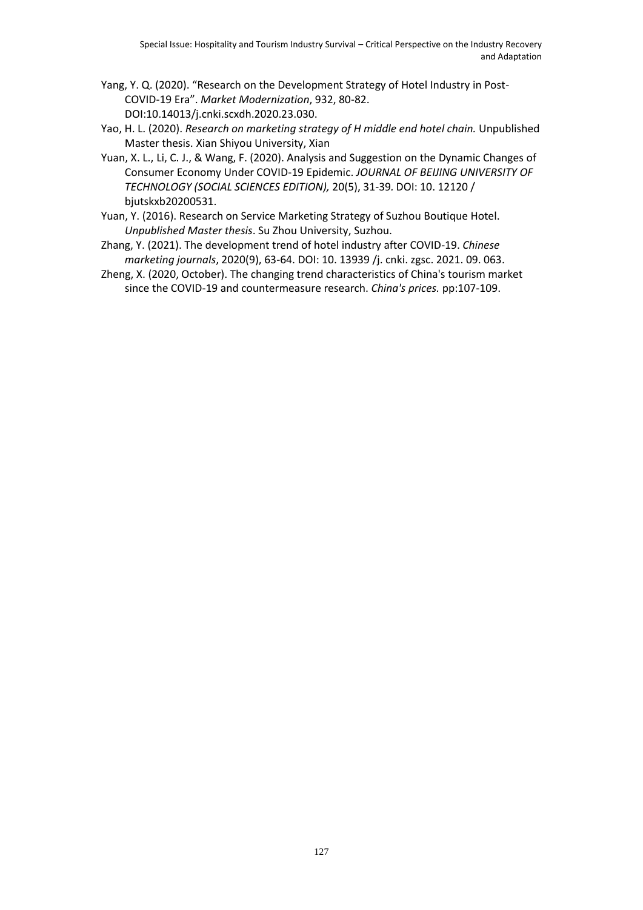Yang, Y. Q. (2020). "Research on the Development Strategy of Hotel Industry in Post-COVID-19 Era". *Market Modernization*, 932, 80-82. DOI:10.14013/j.cnki.scxdh.2020.23.030.

Yao, H. L. (2020). *Research on marketing strategy of H middle end hotel chain.* Unpublished Master thesis. Xian Shiyou University, Xian

Yuan, X. L., Li, C. J., & Wang, F. (2020). Analysis and Suggestion on the Dynamic Changes of Consumer Economy Under COVID-19 Epidemic. *JOURNAL OF BEIJING UNIVERSITY OF TECHNOLOGY (SOCIAL SCIENCES EDITION),* 20(5), 31-39. DOI: 10. 12120 / bjutskxb20200531.

Yuan, Y. (2016). Research on Service Marketing Strategy of Suzhou Boutique Hotel. *Unpublished Master thesis*. Su Zhou University, Suzhou.

Zhang, Y. (2021). The development trend of hotel industry after COVID-19. *Chinese marketing journals*, 2020(9), 63-64. DOI: 10. 13939 /j. cnki. zgsc. 2021. 09. 063.

Zheng, X. (2020, October). The changing trend characteristics of China's tourism market since the COVID-19 and countermeasure research. *China's prices.* pp:107-109.